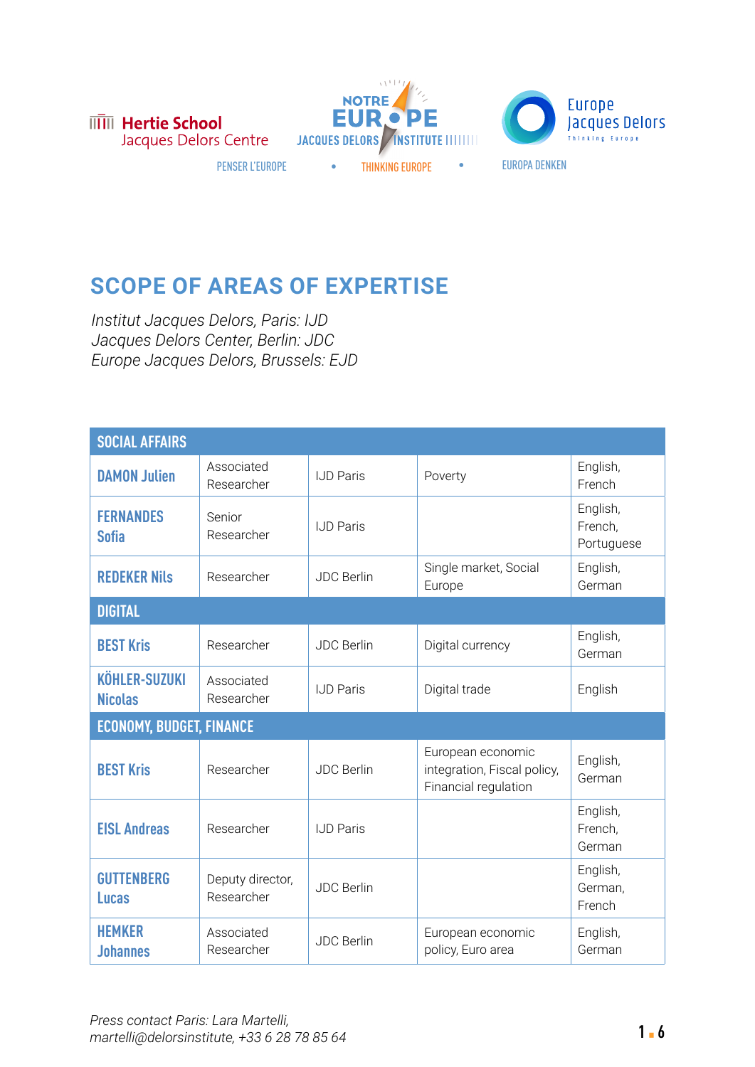Hertie School Jacques Delors Centre

NOTRE EUROPE JACQUES DELORS INSTITUTE

Europe Jacques Delors Thinking Europe

PENSER L'EUROPE • THINKING EUROPE • EUROPA DENKEN

## SCOPE OF AREAS OF EXPERTISE

*Institut Jacques Delors, Paris: IJD*
*Jacques Delors Center, Berlin: JDC*
*Europe Jacques Delors, Brussels: EJD*

| SOCIAL AFFAIRS | | | | |
|---|---|---|---|---|
| **DAMON Julien** | Associated Researcher | IJD Paris | Poverty | English, French |
| **FERNANDES Sofia** | Senior Researcher | IJD Paris | | English, French, Portuguese |
| **REDEKER Nils** | Researcher | JDC Berlin | Single market, Social Europe | English, German |
| **DIGITAL** | | | | |
| **BEST Kris** | Researcher | JDC Berlin | Digital currency | English, German |
| **KÖHLER-SUZUKI Nicolas** | Associated Researcher | IJD Paris | Digital trade | English |
| **ECONOMY, BUDGET, FINANCE** | | | | |
| **BEST Kris** | Researcher | JDC Berlin | European economic integration, Fiscal policy, Financial regulation | English, German |
| **EISL Andreas** | Researcher | IJD Paris | | English, French, German |
| **GUTTENBERG Lucas** | Deputy director, Researcher | JDC Berlin | | English, German, French |
| **HEMKER Johannes** | Associated Researcher | JDC Berlin | European economic policy, Euro area | English, German |

*Press contact Paris: Lara Martelli, martelli@delorsinstitute, +33 6 28 78 85 64*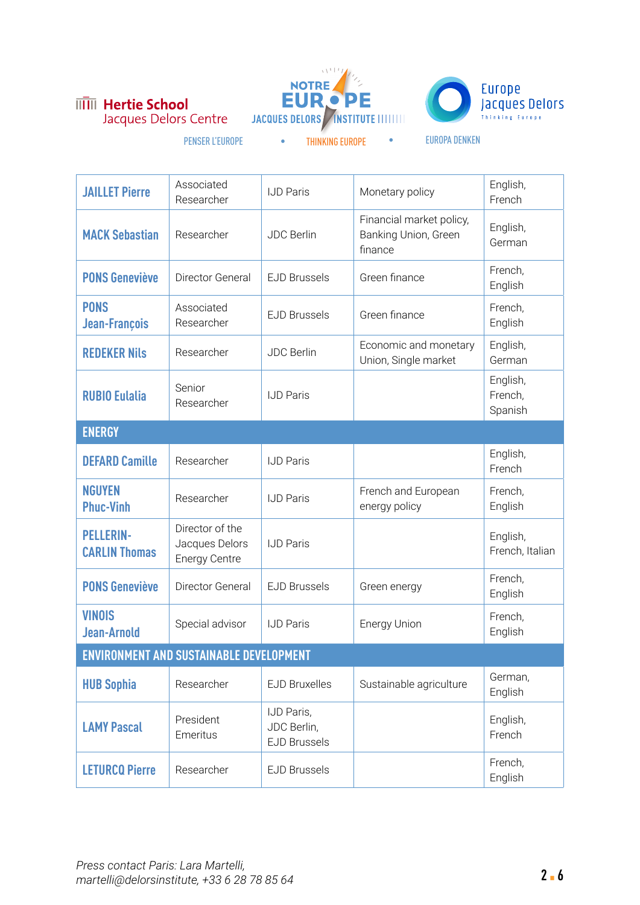Hertie School Jacques Delors Centre — NOTRE EUROPE JACQUES DELORS INSTITUTE — Europe Jacques Delors Thinking Europe

PENSER L'EUROPE • THINKING EUROPE • EUROPA DENKEN

| | | | | |
|---|---|---|---|---|
| **JAILLET Pierre** | Associated Researcher | IJD Paris | Monetary policy | English, French |
| **MACK Sebastian** | Researcher | JDC Berlin | Financial market policy, Banking Union, Green finance | English, German |
| **PONS Geneviève** | Director General | EJD Brussels | Green finance | French, English |
| **PONS Jean-François** | Associated Researcher | EJD Brussels | Green finance | French, English |
| **REDEKER Nils** | Researcher | JDC Berlin | Economic and monetary Union, Single market | English, German |
| **RUBIO Eulalia** | Senior Researcher | IJD Paris | | English, French, Spanish |
| **ENERGY** | | | | |
| **DEFARD Camille** | Researcher | IJD Paris | | English, French |
| **NGUYEN Phuc-Vinh** | Researcher | IJD Paris | French and European energy policy | French, English |
| **PELLERIN-CARLIN Thomas** | Director of the Jacques Delors Energy Centre | IJD Paris | | English, French, Italian |
| **PONS Geneviève** | Director General | EJD Brussels | Green energy | French, English |
| **VINOIS Jean-Arnold** | Special advisor | IJD Paris | Energy Union | French, English |
| **ENVIRONMENT AND SUSTAINABLE DEVELOPMENT** | | | | |
| **HUB Sophia** | Researcher | EJD Bruxelles | Sustainable agriculture | German, English |
| **LAMY Pascal** | President Emeritus | IJD Paris, JDC Berlin, EJD Brussels | | English, French |
| **LETURCQ Pierre** | Researcher | EJD Brussels | | French, English |

*Press contact Paris: Lara Martelli, martelli@delorsinstitute, +33 6 28 78 85 64*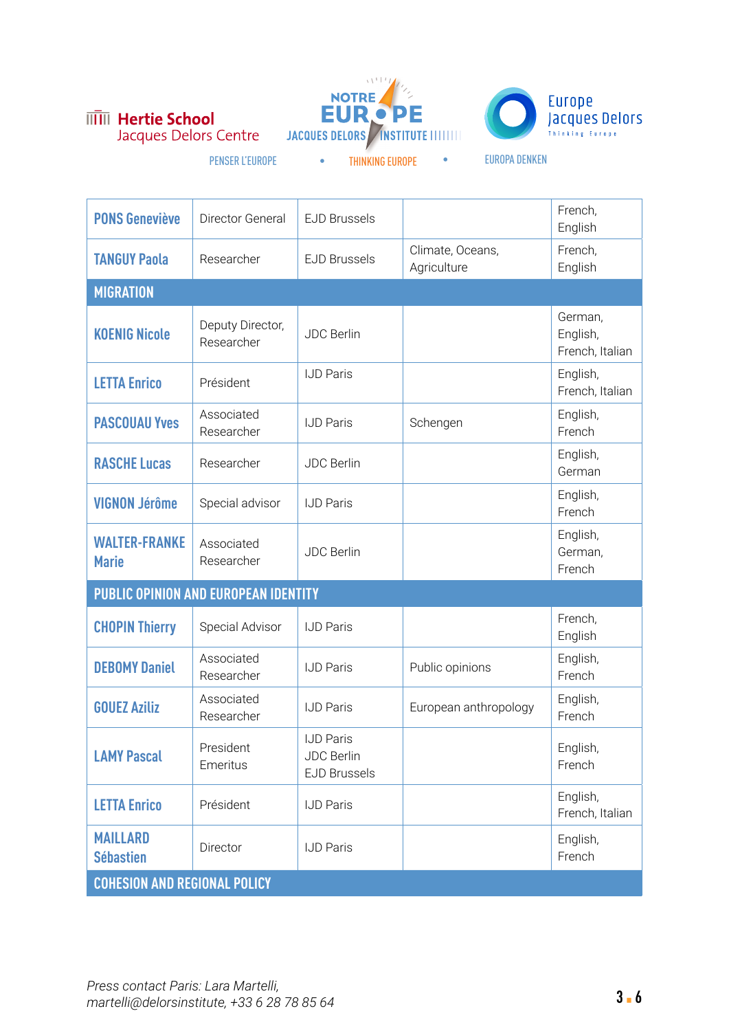HERTIE SCHOOL Jacques Delors Centre — NOTRE EUROPE JACQUES DELORS INSTITUTE — Europe Jacques Delors Thinking Europe

PENSER L'EUROPE • THINKING EUROPE • EUROPA DENKEN

| | | | | |
|---|---|---|---|---|
| **PONS Geneviève** | Director General | EJD Brussels | | French, English |
| **TANGUY Paola** | Researcher | EJD Brussels | Climate, Oceans, Agriculture | French, English |
| **MIGRATION** | | | | |
| **KOENIG Nicole** | Deputy Director, Researcher | JDC Berlin | | German, English, French, Italian |
| **LETTA Enrico** | Président | IJD Paris | | English, French, Italian |
| **PASCOUAU Yves** | Associated Researcher | IJD Paris | Schengen | English, French |
| **RASCHE Lucas** | Researcher | JDC Berlin | | English, German |
| **VIGNON Jérôme** | Special advisor | IJD Paris | | English, French |
| **WALTER-FRANKE Marie** | Associated Researcher | JDC Berlin | | English, German, French |
| **PUBLIC OPINION AND EUROPEAN IDENTITY** | | | | |
| **CHOPIN Thierry** | Special Advisor | IJD Paris | | French, English |
| **DEBOMY Daniel** | Associated Researcher | IJD Paris | Public opinions | English, French |
| **GOUEZ Aziliz** | Associated Researcher | IJD Paris | European anthropology | English, French |
| **LAMY Pascal** | President Emeritus | IJD Paris JDC Berlin EJD Brussels | | English, French |
| **LETTA Enrico** | Président | IJD Paris | | English, French, Italian |
| **MAILLARD Sébastien** | Director | IJD Paris | | English, French |
| **COHESION AND REGIONAL POLICY** | | | | |

*Press contact Paris: Lara Martelli, martelli@delorsinstitute, +33 6 28 78 85 64*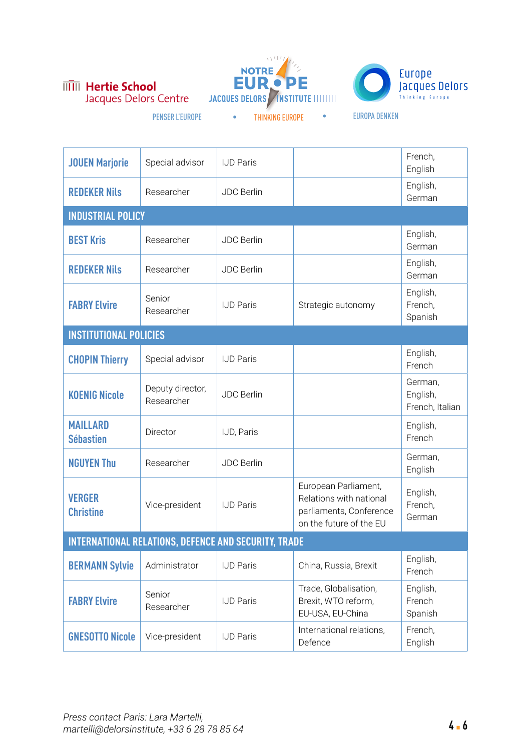| | | | | |
|---|---|---|---|---|
| **JOUEN Marjorie** | Special advisor | IJD Paris | | French, English |
| **REDEKER Nils** | Researcher | JDC Berlin | | English, German |
| **INDUSTRIAL POLICY** | | | | |
| **BEST Kris** | Researcher | JDC Berlin | | English, German |
| **REDEKER Nils** | Researcher | JDC Berlin | | English, German |
| **FABRY Elvire** | Senior Researcher | IJD Paris | Strategic autonomy | English, French, Spanish |
| **INSTITUTIONAL POLICIES** | | | | |
| **CHOPIN Thierry** | Special advisor | IJD Paris | | English, French |
| **KOENIG Nicole** | Deputy director, Researcher | JDC Berlin | | German, English, French, Italian |
| **MAILLARD Sébastien** | Director | IJD, Paris | | English, French |
| **NGUYEN Thu** | Researcher | JDC Berlin | | German, English |
| **VERGER Christine** | Vice-president | IJD Paris | European Parliament, Relations with national parliaments, Conference on the future of the EU | English, French, German |
| **INTERNATIONAL RELATIONS, DEFENCE AND SECURITY, TRADE** | | | | |
| **BERMANN Sylvie** | Administrator | IJD Paris | China, Russia, Brexit | English, French |
| **FABRY Elvire** | Senior Researcher | IJD Paris | Trade, Globalisation, Brexit, WTO reform, EU-USA, EU-China | English, French Spanish |
| **GNESOTTO Nicole** | Vice-president | IJD Paris | International relations, Defence | French, English |

*Press contact Paris: Lara Martelli, martelli@delorsinstitute, +33 6 28 78 85 64*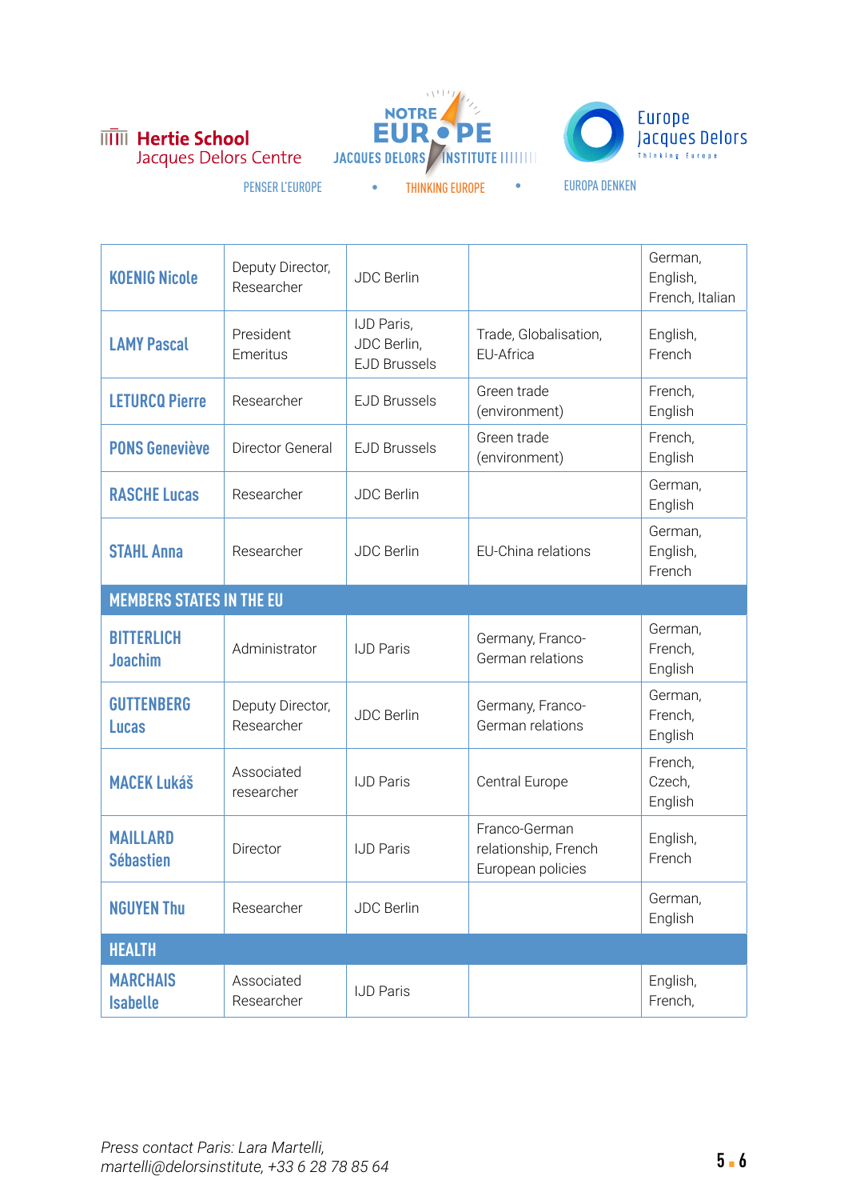Hertie School Jacques Delors Centre — NOTRE EUROPE JACQUES DELORS INSTITUTE — Europe Jacques Delors Thinking Europe

PENSER L'EUROPE • THINKING EUROPE • EUROPA DENKEN

| | | | | |
|---|---|---|---|---|
| **KOENIG Nicole** | Deputy Director, Researcher | JDC Berlin | | German, English, French, Italian |
| **LAMY Pascal** | President Emeritus | IJD Paris, JDC Berlin, EJD Brussels | Trade, Globalisation, EU-Africa | English, French |
| **LETURCQ Pierre** | Researcher | EJD Brussels | Green trade (environment) | French, English |
| **PONS Geneviève** | Director General | EJD Brussels | Green trade (environment) | French, English |
| **RASCHE Lucas** | Researcher | JDC Berlin | | German, English |
| **STAHL Anna** | Researcher | JDC Berlin | EU-China relations | German, English, French |
| **MEMBERS STATES IN THE EU** | | | | |
| **BITTERLICH Joachim** | Administrator | IJD Paris | Germany, Franco-German relations | German, French, English |
| **GUTTENBERG Lucas** | Deputy Director, Researcher | JDC Berlin | Germany, Franco-German relations | German, French, English |
| **MACEK Lukáš** | Associated researcher | IJD Paris | Central Europe | French, Czech, English |
| **MAILLARD Sébastien** | Director | IJD Paris | Franco-German relationship, French European policies | English, French |
| **NGUYEN Thu** | Researcher | JDC Berlin | | German, English |
| **HEALTH** | | | | |
| **MARCHAIS Isabelle** | Associated Researcher | IJD Paris | | English, French, |

*Press contact Paris: Lara Martelli, martelli@delorsinstitute.com, +33 6 28 78 85 64*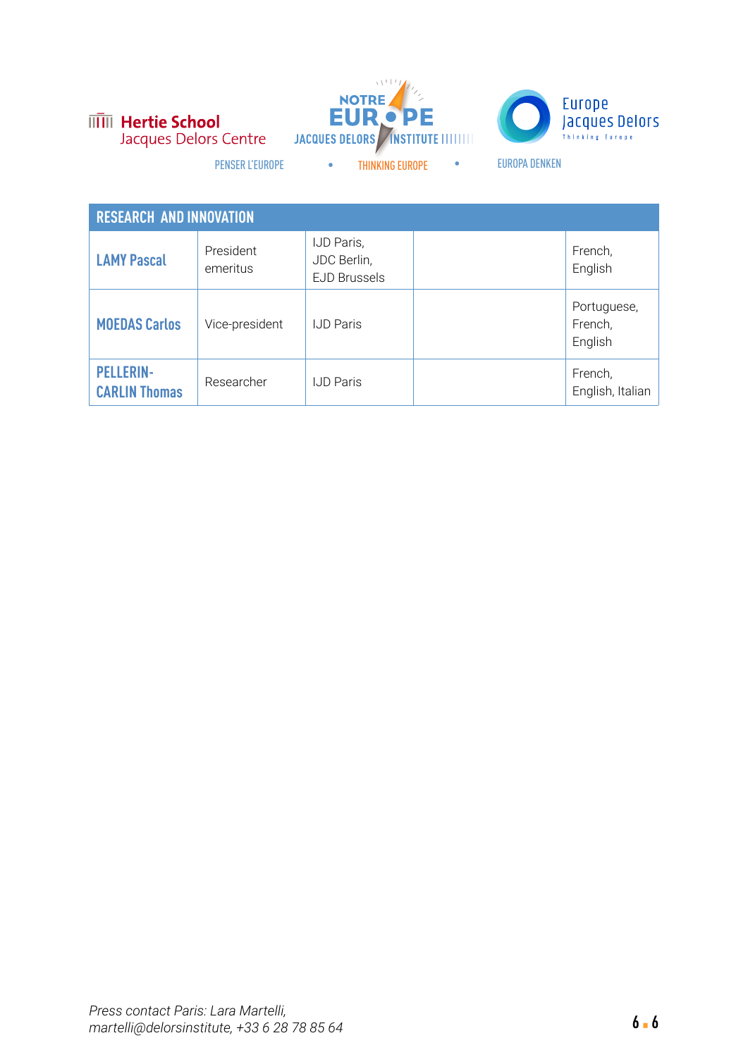Hertie School Jacques Delors Centre

NOTRE EUROPE JACQUES DELORS INSTITUTE

Europe Jacques Delors Thinking Europe

PENSER L'EUROPE • THINKING EUROPE • EUROPA DENKEN

| RESEARCH AND INNOVATION | | | | |
|---|---|---|---|---|
| **LAMY Pascal** | President emeritus | IJD Paris, JDC Berlin, EJD Brussels | | French, English |
| **MOEDAS Carlos** | Vice-president | IJD Paris | | Portuguese, French, English |
| **PELLERIN-CARLIN Thomas** | Researcher | IJD Paris | | French, English, Italian |

*Press contact Paris: Lara Martelli, martelli@delorsinstitute, +33 6 28 78 85 64*